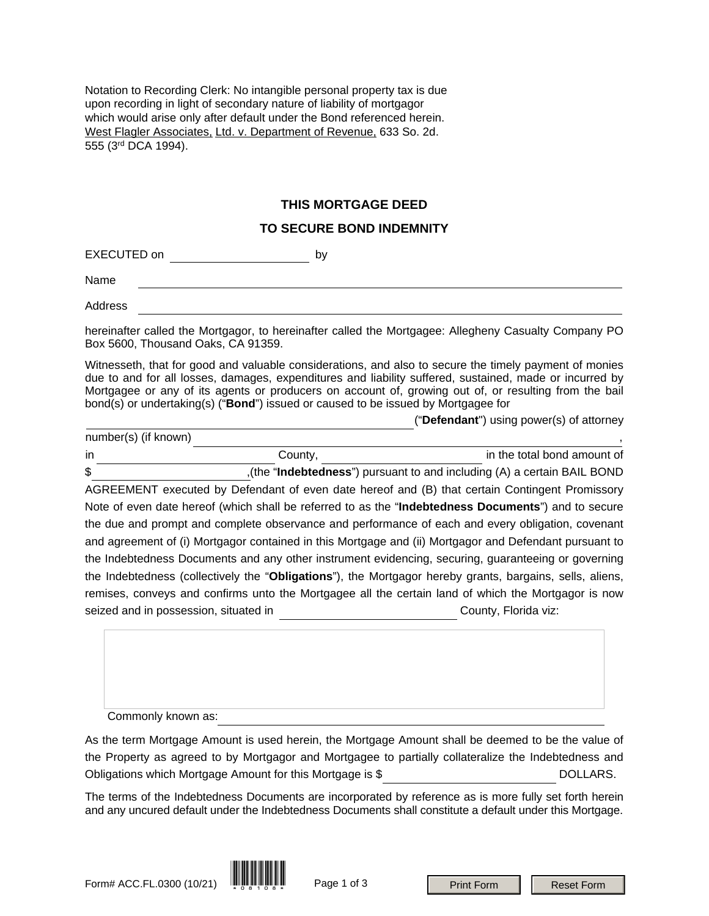Notation to Recording Clerk: No intangible personal property tax is due upon recording in light of secondary nature of liability of mortgagor which would arise only after default under the Bond referenced herein. West Flagler Associates, Ltd. v. Department of Revenue, 633 So. 2d. 555 (3rd DCA 1994).

## THIS MORTGAGE DEED

## TO SECURE BOND INDEMNITY

EXECUTED on ______________________ by

Name ______________________________________________________________

Address ______________________________________________________________

hereinafter called the Mortgagor, to hereinafter called the Mortgagee: Allegheny Casualty Company PO Box 5600, Thousand Oaks, CA 91359.

Witnesseth, that for good and valuable considerations, and also to secure the timely payment of monies due to and for all losses, damages, expenditures and liability suffered, sustained, made or incurred by Mortgagee or any of its agents or producers on account of, growing out of, or resulting from the bail bond(s) or undertaking(s) ("**Bond**") issued or caused to be issued by Mortgagee for ______________________________________ ("**Defendant**") using power(s) of attorney number(s) (if known) ______________________________________, in ______________________ County, ______________________ in the total bond amount of $ ______________________,(the "**Indebtedness**") pursuant to and including (A) a certain BAIL BOND AGREEMENT executed by Defendant of even date hereof and (B) that certain Contingent Promissory Note of even date hereof (which shall be referred to as the "**Indebtedness Documents**") and to secure the due and prompt and complete observance and performance of each and every obligation, covenant and agreement of (i) Mortgagor contained in this Mortgage and (ii) Mortgagor and Defendant pursuant to the Indebtedness Documents and any other instrument evidencing, securing, guaranteeing or governing the Indebtedness (collectively the "**Obligations**"), the Mortgagor hereby grants, bargains, sells, aliens, remises, conveys and confirms unto the Mortgagee all the certain land of which the Mortgagor is now seized and in possession, situated in ______________________ County, Florida viz:

Commonly known as: ______________________________________________________________

As the term Mortgage Amount is used herein, the Mortgage Amount shall be deemed to be the value of the Property as agreed to by Mortgagor and Mortgagee to partially collateralize the Indebtedness and Obligations which Mortgage Amount for this Mortgage is $ ______________________ DOLLARS.

The terms of the Indebtedness Documents are incorporated by reference as is more fully set forth herein and any uncured default under the Indebtedness Documents shall constitute a default under this Mortgage.

Form# ACC.FL.0300 (10/21)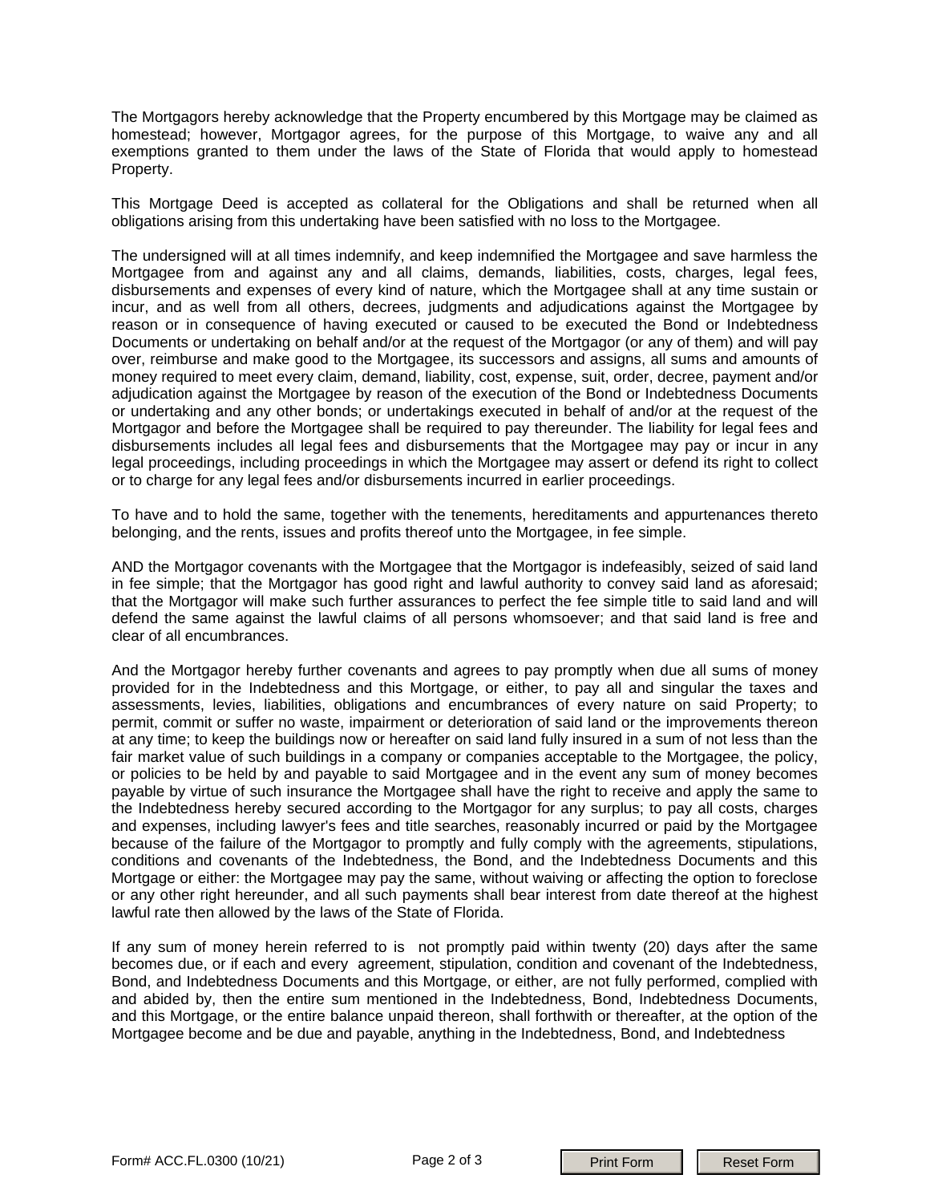The Mortgagors hereby acknowledge that the Property encumbered by this Mortgage may be claimed as homestead; however, Mortgagor agrees, for the purpose of this Mortgage, to waive any and all exemptions granted to them under the laws of the State of Florida that would apply to homestead Property.

This Mortgage Deed is accepted as collateral for the Obligations and shall be returned when all obligations arising from this undertaking have been satisfied with no loss to the Mortgagee.

The undersigned will at all times indemnify, and keep indemnified the Mortgagee and save harmless the Mortgagee from and against any and all claims, demands, liabilities, costs, charges, legal fees, disbursements and expenses of every kind of nature, which the Mortgagee shall at any time sustain or incur, and as well from all others, decrees, judgments and adjudications against the Mortgagee by reason or in consequence of having executed or caused to be executed the Bond or Indebtedness Documents or undertaking on behalf and/or at the request of the Mortgagor (or any of them) and will pay over, reimburse and make good to the Mortgagee, its successors and assigns, all sums and amounts of money required to meet every claim, demand, liability, cost, expense, suit, order, decree, payment and/or adjudication against the Mortgagee by reason of the execution of the Bond or Indebtedness Documents or undertaking and any other bonds; or undertakings executed in behalf of and/or at the request of the Mortgagor and before the Mortgagee shall be required to pay thereunder. The liability for legal fees and disbursements includes all legal fees and disbursements that the Mortgagee may pay or incur in any legal proceedings, including proceedings in which the Mortgagee may assert or defend its right to collect or to charge for any legal fees and/or disbursements incurred in earlier proceedings.

To have and to hold the same, together with the tenements, hereditaments and appurtenances thereto belonging, and the rents, issues and profits thereof unto the Mortgagee, in fee simple.

AND the Mortgagor covenants with the Mortgagee that the Mortgagor is indefeasibly, seized of said land in fee simple; that the Mortgagor has good right and lawful authority to convey said land as aforesaid; that the Mortgagor will make such further assurances to perfect the fee simple title to said land and will defend the same against the lawful claims of all persons whomsoever; and that said land is free and clear of all encumbrances.

And the Mortgagor hereby further covenants and agrees to pay promptly when due all sums of money provided for in the Indebtedness and this Mortgage, or either, to pay all and singular the taxes and assessments, levies, liabilities, obligations and encumbrances of every nature on said Property; to permit, commit or suffer no waste, impairment or deterioration of said land or the improvements thereon at any time; to keep the buildings now or hereafter on said land fully insured in a sum of not less than the fair market value of such buildings in a company or companies acceptable to the Mortgagee, the policy, or policies to be held by and payable to said Mortgagee and in the event any sum of money becomes payable by virtue of such insurance the Mortgagee shall have the right to receive and apply the same to the Indebtedness hereby secured according to the Mortgagor for any surplus; to pay all costs, charges and expenses, including lawyer's fees and title searches, reasonably incurred or paid by the Mortgagee because of the failure of the Mortgagor to promptly and fully comply with the agreements, stipulations, conditions and covenants of the Indebtedness, the Bond, and the Indebtedness Documents and this Mortgage or either: the Mortgagee may pay the same, without waiving or affecting the option to foreclose or any other right hereunder, and all such payments shall bear interest from date thereof at the highest lawful rate then allowed by the laws of the State of Florida.

If any sum of money herein referred to is not promptly paid within twenty (20) days after the same becomes due, or if each and every agreement, stipulation, condition and covenant of the Indebtedness, Bond, and Indebtedness Documents and this Mortgage, or either, are not fully performed, complied with and abided by, then the entire sum mentioned in the Indebtedness, Bond, Indebtedness Documents, and this Mortgage, or the entire balance unpaid thereon, shall forthwith or thereafter, at the option of the Mortgagee become and be due and payable, anything in the Indebtedness, Bond, and Indebtedness

Form# ACC.FL.0300 (10/21)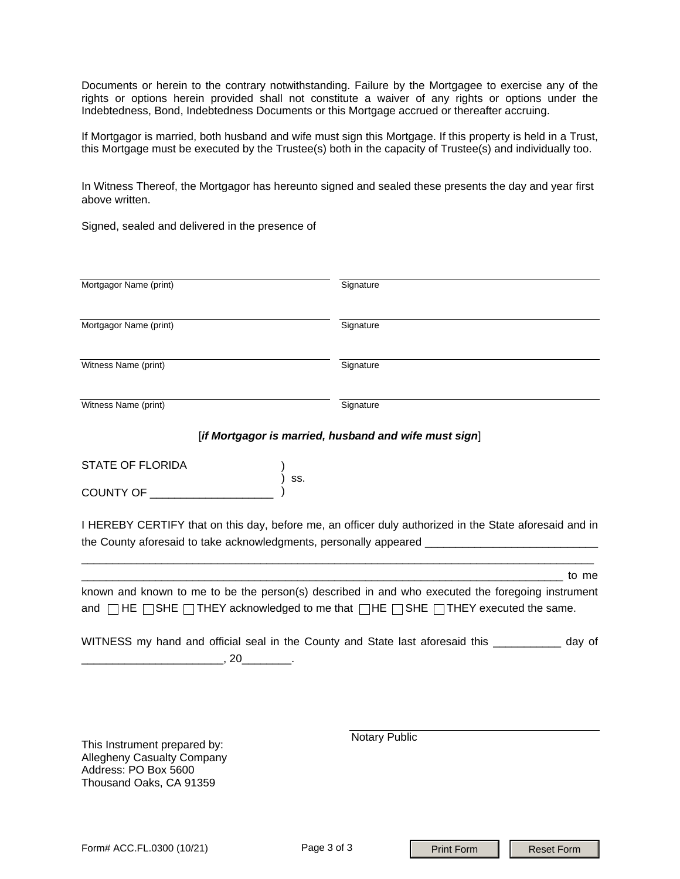Documents or herein to the contrary notwithstanding. Failure by the Mortgagee to exercise any of the rights or options herein provided shall not constitute a waiver of any rights or options under the Indebtedness, Bond, Indebtedness Documents or this Mortgage accrued or thereafter accruing.

If Mortgagor is married, both husband and wife must sign this Mortgage. If this property is held in a Trust, this Mortgage must be executed by the Trustee(s) both in the capacity of Trustee(s) and individually too.

In Witness Thereof, the Mortgagor has hereunto signed and sealed these presents the day and year first above written.

Signed, sealed and delivered in the presence of

| | |
|---|---|
| Mortgagor Name (print) | Signature |
| Mortgagor Name (print) | Signature |
| Witness Name (print) | Signature |
| Witness Name (print) | Signature |

[*if Mortgagor is married, husband and wife must sign*]

STATE OF FLORIDA )
) ss.
COUNTY OF ___________________ )

I HEREBY CERTIFY that on this day, before me, an officer duly authorized in the State aforesaid and in the County aforesaid to take acknowledgments, personally appeared ___________________________
_______________________________________________________________________________
_____________________________________________________________________________ to me known and known to me to be the person(s) described in and who executed the foregoing instrument and ☐ HE ☐ SHE ☐ THEY acknowledged to me that ☐ HE ☐ SHE ☐ THEY executed the same.

WITNESS my hand and official seal in the County and State last aforesaid this ___________ day of ______________________, 20________.

Notary Public

This Instrument prepared by:
Allegheny Casualty Company
Address: PO Box 5600
Thousand Oaks, CA 91359

Form# ACC.FL.0300 (10/21)